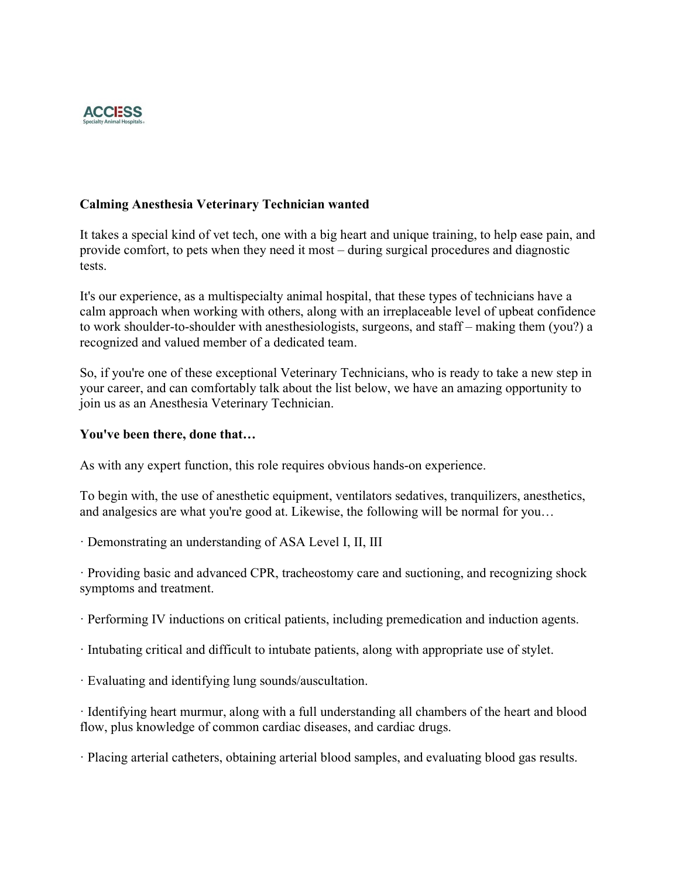ACCESS
Specialty Animal Hospitals

**Calming Anesthesia Veterinary Technician wanted**

It takes a special kind of vet tech, one with a big heart and unique training, to help ease pain, and provide comfort, to pets when they need it most – during surgical procedures and diagnostic tests.

It's our experience, as a multispecialty animal hospital, that these types of technicians have a calm approach when working with others, along with an irreplaceable level of upbeat confidence to work shoulder-to-shoulder with anesthesiologists, surgeons, and staff – making them (you?) a recognized and valued member of a dedicated team.

So, if you're one of these exceptional Veterinary Technicians, who is ready to take a new step in your career, and can comfortably talk about the list below, we have an amazing opportunity to join us as an Anesthesia Veterinary Technician.

**You've been there, done that…**

As with any expert function, this role requires obvious hands-on experience.

To begin with, the use of anesthetic equipment, ventilators sedatives, tranquilizers, anesthetics, and analgesics are what you're good at. Likewise, the following will be normal for you…

- Demonstrating an understanding of ASA Level I, II, III
- Providing basic and advanced CPR, tracheostomy care and suctioning, and recognizing shock symptoms and treatment.
- Performing IV inductions on critical patients, including premedication and induction agents.
- Intubating critical and difficult to intubate patients, along with appropriate use of stylet.
- Evaluating and identifying lung sounds/auscultation.
- Identifying heart murmur, along with a full understanding all chambers of the heart and blood flow, plus knowledge of common cardiac diseases, and cardiac drugs.
- Placing arterial catheters, obtaining arterial blood samples, and evaluating blood gas results.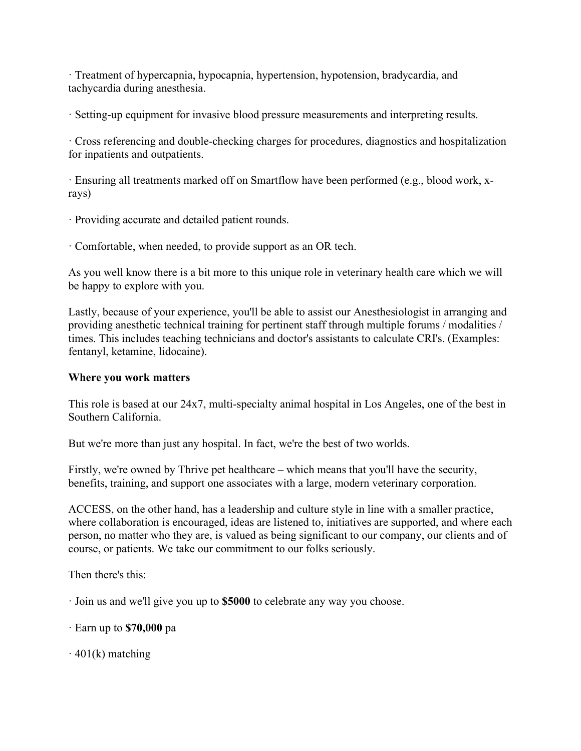· Treatment of hypercapnia, hypocapnia, hypertension, hypotension, bradycardia, and tachycardia during anesthesia.

· Setting-up equipment for invasive blood pressure measurements and interpreting results.

· Cross referencing and double-checking charges for procedures, diagnostics and hospitalization for inpatients and outpatients.

· Ensuring all treatments marked off on Smartflow have been performed (e.g., blood work, x-rays)

· Providing accurate and detailed patient rounds.

· Comfortable, when needed, to provide support as an OR tech.

As you well know there is a bit more to this unique role in veterinary health care which we will be happy to explore with you.

Lastly, because of your experience, you'll be able to assist our Anesthesiologist in arranging and providing anesthetic technical training for pertinent staff through multiple forums / modalities / times. This includes teaching technicians and doctor's assistants to calculate CRI's. (Examples: fentanyl, ketamine, lidocaine).

**Where you work matters**

This role is based at our 24x7, multi-specialty animal hospital in Los Angeles, one of the best in Southern California.

But we're more than just any hospital. In fact, we're the best of two worlds.

Firstly, we're owned by Thrive pet healthcare – which means that you'll have the security, benefits, training, and support one associates with a large, modern veterinary corporation.

ACCESS, on the other hand, has a leadership and culture style in line with a smaller practice, where collaboration is encouraged, ideas are listened to, initiatives are supported, and where each person, no matter who they are, is valued as being significant to our company, our clients and of course, or patients. We take our commitment to our folks seriously.

Then there's this:

· Join us and we'll give you up to **$5000** to celebrate any way you choose.

· Earn up to **$70,000** pa

· 401(k) matching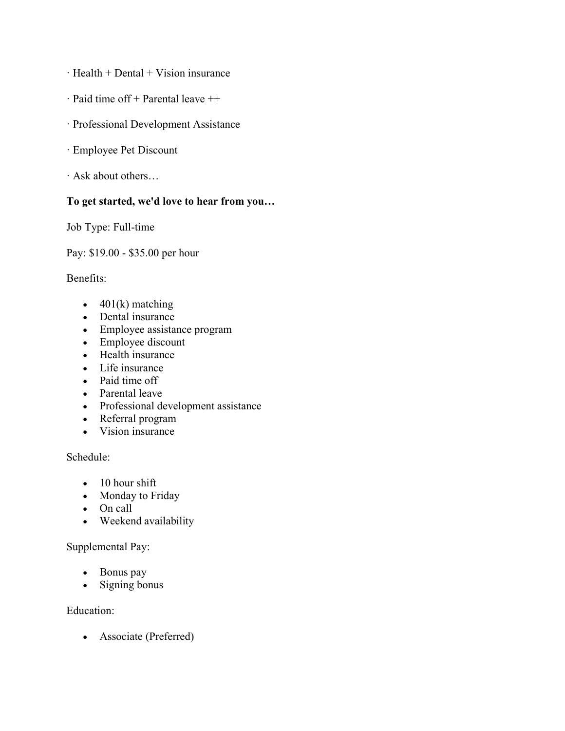· Health + Dental + Vision insurance

· Paid time off + Parental leave ++

· Professional Development Assistance

· Employee Pet Discount

· Ask about others…

**To get started, we'd love to hear from you…**

Job Type: Full-time

Pay: $19.00 - $35.00 per hour

Benefits:

- 401(k) matching
- Dental insurance
- Employee assistance program
- Employee discount
- Health insurance
- Life insurance
- Paid time off
- Parental leave
- Professional development assistance
- Referral program
- Vision insurance

Schedule:

- 10 hour shift
- Monday to Friday
- On call
- Weekend availability

Supplemental Pay:

- Bonus pay
- Signing bonus

Education:

- Associate (Preferred)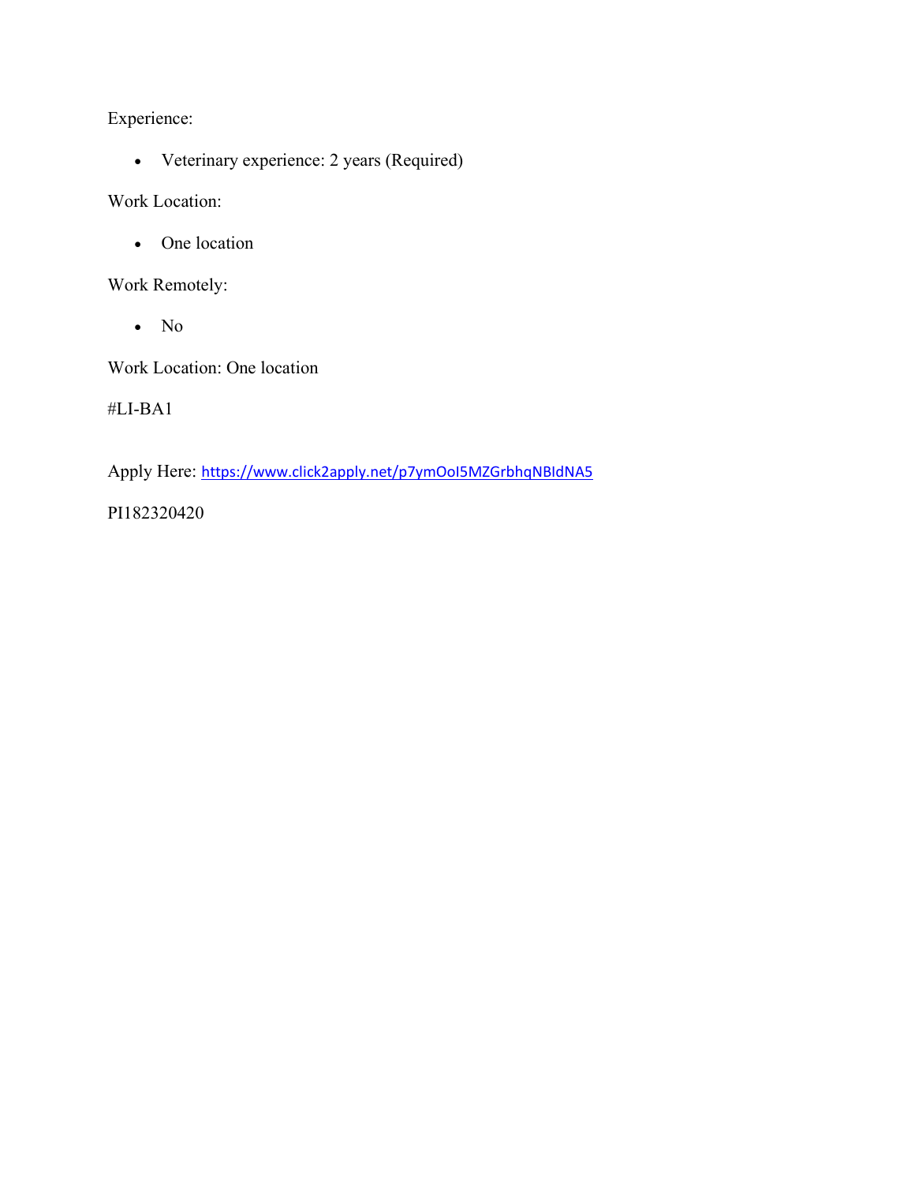Experience:

- Veterinary experience: 2 years (Required)

Work Location:

- One location

Work Remotely:

- No

Work Location: One location

#LI-BA1

Apply Here: https://www.click2apply.net/p7ymOoI5MZGrbhqNBIdNA5

PI182320420